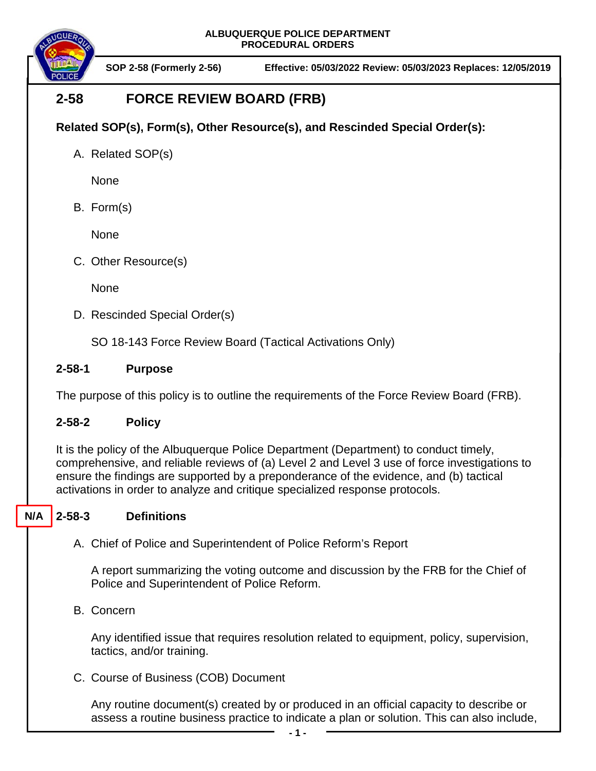**ALBUQUERQUE POLICE DEPARTMENT**
**PROCEDURAL ORDERS**

**SOP 2-58 (Formerly 2-56)** **Effective: 05/03/2022 Review: 05/03/2023 Replaces: 12/05/2019**

# 2-58 FORCE REVIEW BOARD (FRB)

**Related SOP(s), Form(s), Other Resource(s), and Rescinded Special Order(s):**

A. Related SOP(s)

None

B. Form(s)

None

C. Other Resource(s)

None

D. Rescinded Special Order(s)

SO 18-143 Force Review Board (Tactical Activations Only)

## 2-58-1 Purpose

The purpose of this policy is to outline the requirements of the Force Review Board (FRB).

## 2-58-2 Policy

It is the policy of the Albuquerque Police Department (Department) to conduct timely, comprehensive, and reliable reviews of (a) Level 2 and Level 3 use of force investigations to ensure the findings are supported by a preponderance of the evidence, and (b) tactical activations in order to analyze and critique specialized response protocols.

## N/A 2-58-3 Definitions

A. Chief of Police and Superintendent of Police Reform's Report

A report summarizing the voting outcome and discussion by the FRB for the Chief of Police and Superintendent of Police Reform.

B. Concern

Any identified issue that requires resolution related to equipment, policy, supervision, tactics, and/or training.

C. Course of Business (COB) Document

Any routine document(s) created by or produced in an official capacity to describe or assess a routine business practice to indicate a plan or solution. This can also include,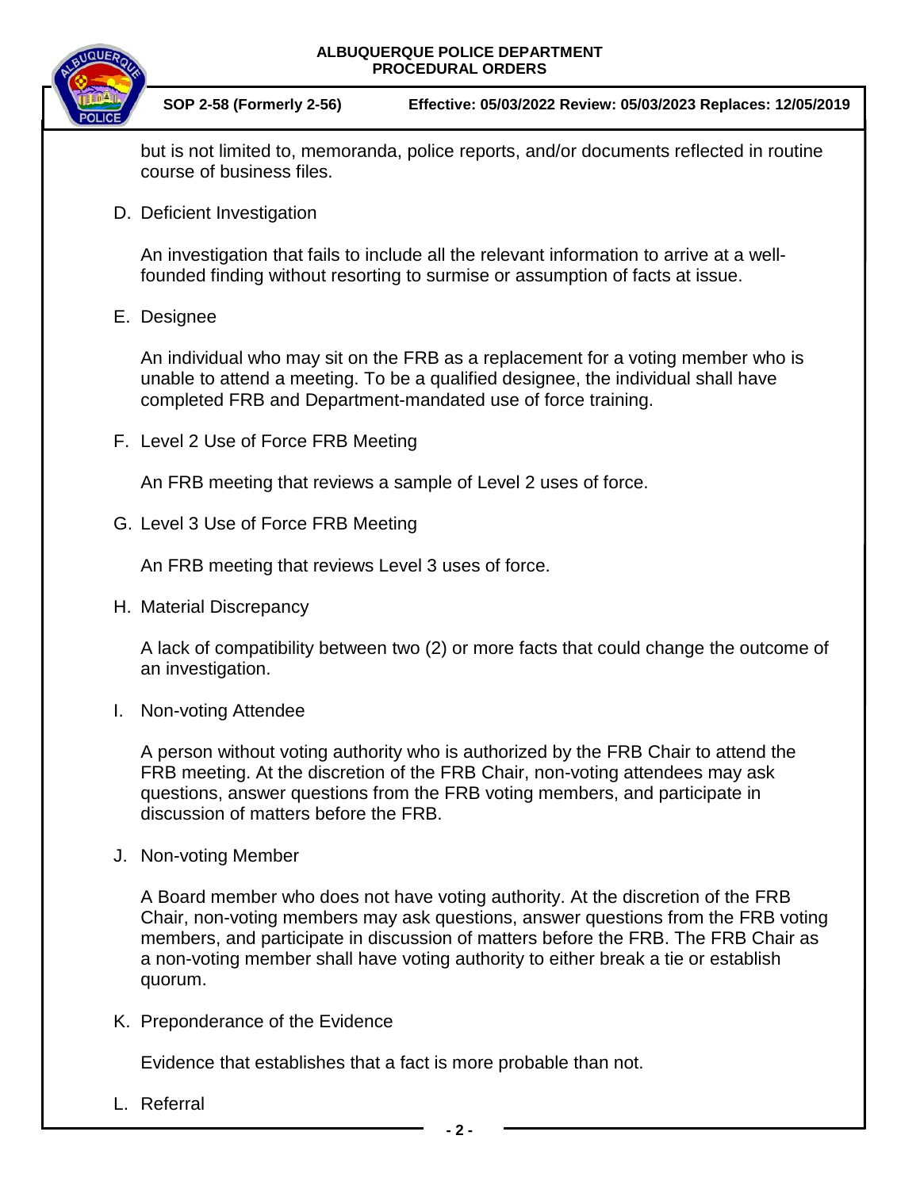but is not limited to, memoranda, police reports, and/or documents reflected in routine course of business files.

D. Deficient Investigation

An investigation that fails to include all the relevant information to arrive at a well-founded finding without resorting to surmise or assumption of facts at issue.

E. Designee

An individual who may sit on the FRB as a replacement for a voting member who is unable to attend a meeting. To be a qualified designee, the individual shall have completed FRB and Department-mandated use of force training.

F. Level 2 Use of Force FRB Meeting

An FRB meeting that reviews a sample of Level 2 uses of force.

G. Level 3 Use of Force FRB Meeting

An FRB meeting that reviews Level 3 uses of force.

H. Material Discrepancy

A lack of compatibility between two (2) or more facts that could change the outcome of an investigation.

I. Non-voting Attendee

A person without voting authority who is authorized by the FRB Chair to attend the FRB meeting. At the discretion of the FRB Chair, non-voting attendees may ask questions, answer questions from the FRB voting members, and participate in discussion of matters before the FRB.

J. Non-voting Member

A Board member who does not have voting authority. At the discretion of the FRB Chair, non-voting members may ask questions, answer questions from the FRB voting members, and participate in discussion of matters before the FRB. The FRB Chair as a non-voting member shall have voting authority to either break a tie or establish quorum.

K. Preponderance of the Evidence

Evidence that establishes that a fact is more probable than not.

L. Referral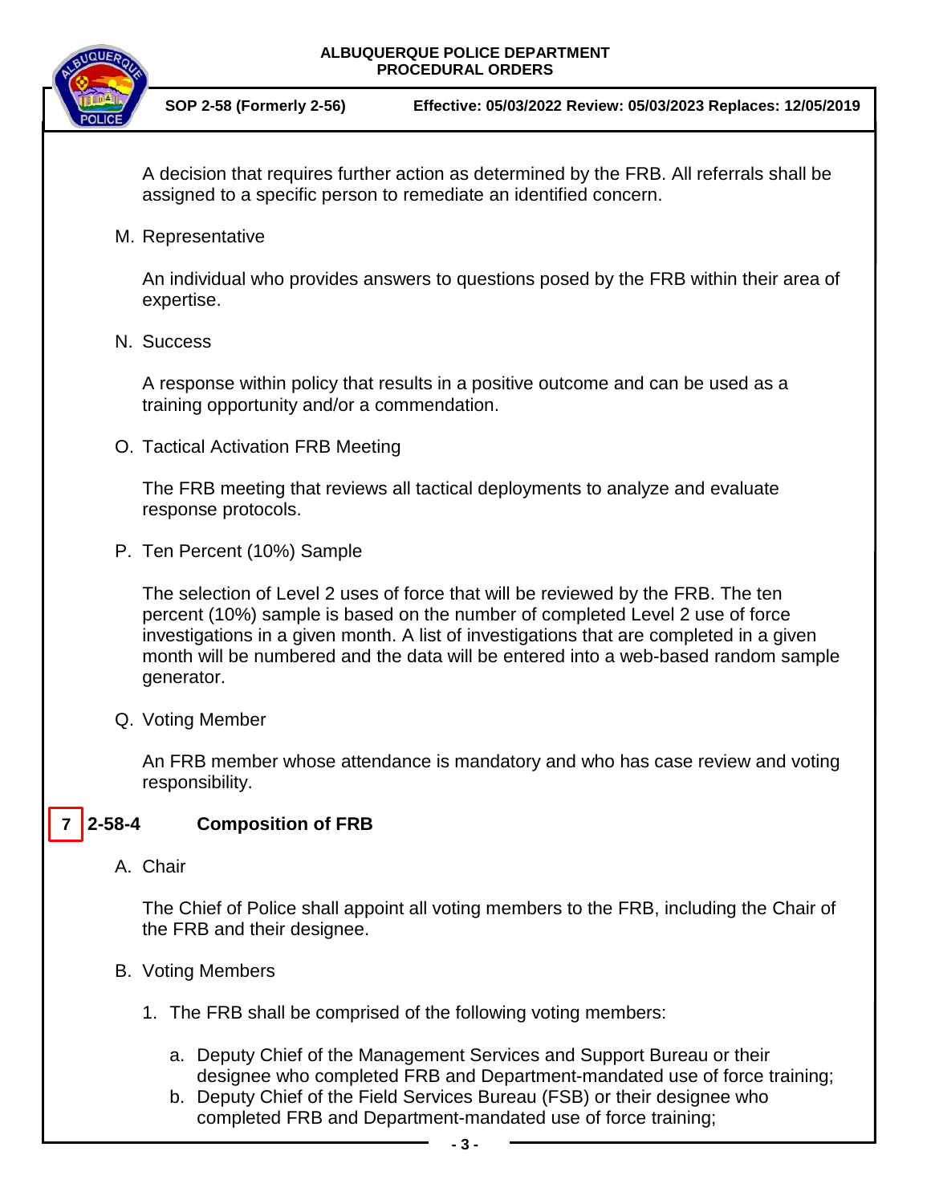A decision that requires further action as determined by the FRB. All referrals shall be assigned to a specific person to remediate an identified concern.

M. Representative

An individual who provides answers to questions posed by the FRB within their area of expertise.

N. Success

A response within policy that results in a positive outcome and can be used as a training opportunity and/or a commendation.

O. Tactical Activation FRB Meeting

The FRB meeting that reviews all tactical deployments to analyze and evaluate response protocols.

P. Ten Percent (10%) Sample

The selection of Level 2 uses of force that will be reviewed by the FRB. The ten percent (10%) sample is based on the number of completed Level 2 use of force investigations in a given month. A list of investigations that are completed in a given month will be numbered and the data will be entered into a web-based random sample generator.

Q. Voting Member

An FRB member whose attendance is mandatory and who has case review and voting responsibility.

## 7 2-58-4 Composition of FRB

A. Chair

The Chief of Police shall appoint all voting members to the FRB, including the Chair of the FRB and their designee.

B. Voting Members

1. The FRB shall be comprised of the following voting members:

   a. Deputy Chief of the Management Services and Support Bureau or their designee who completed FRB and Department-mandated use of force training;
   b. Deputy Chief of the Field Services Bureau (FSB) or their designee who completed FRB and Department-mandated use of force training;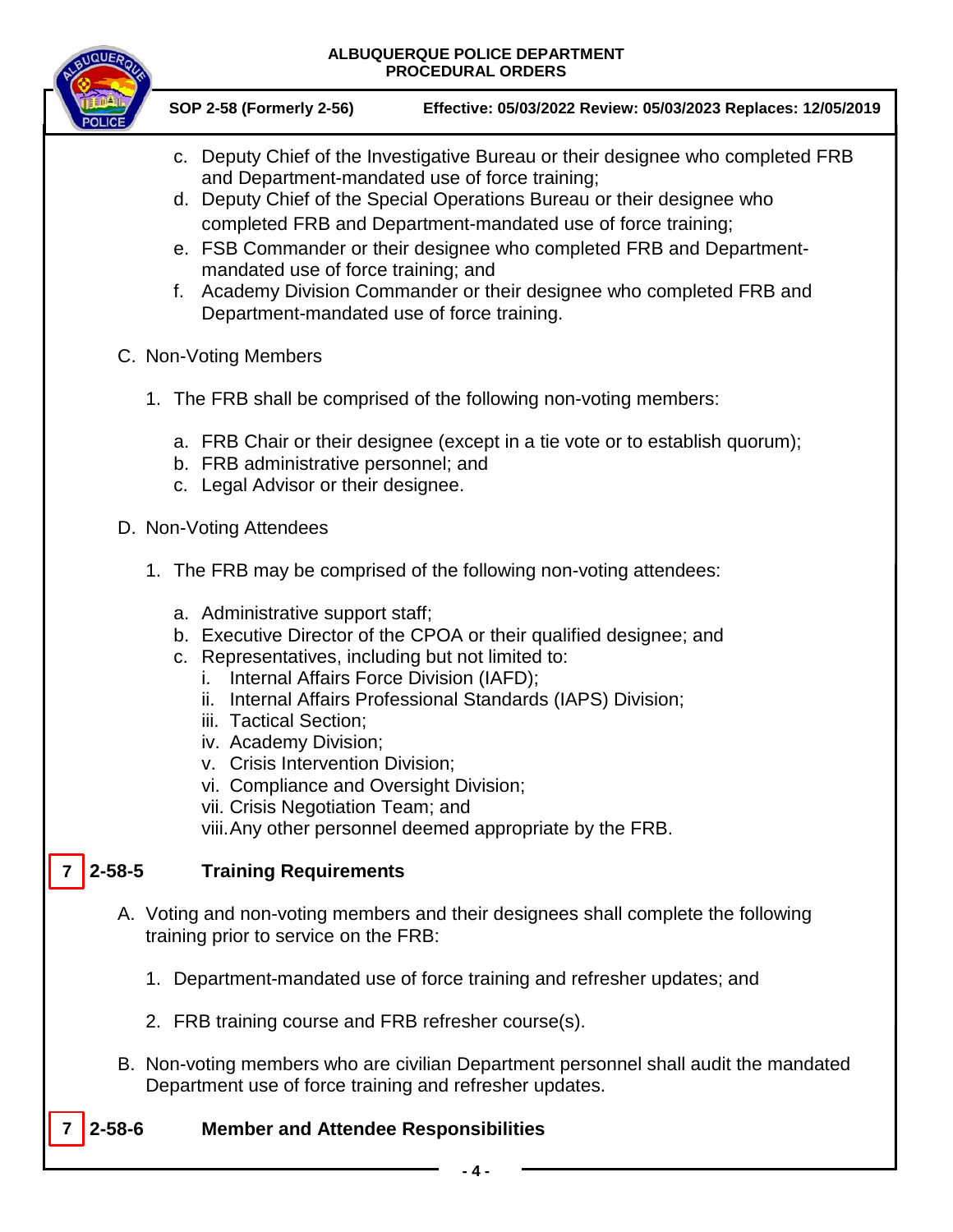c. Deputy Chief of the Investigative Bureau or their designee who completed FRB and Department-mandated use of force training;
d. Deputy Chief of the Special Operations Bureau or their designee who completed FRB and Department-mandated use of force training;
e. FSB Commander or their designee who completed FRB and Department-mandated use of force training; and
f. Academy Division Commander or their designee who completed FRB and Department-mandated use of force training.

C. Non-Voting Members

1. The FRB shall be comprised of the following non-voting members:

   a. FRB Chair or their designee (except in a tie vote or to establish quorum);
   b. FRB administrative personnel; and
   c. Legal Advisor or their designee.

D. Non-Voting Attendees

1. The FRB may be comprised of the following non-voting attendees:

   a. Administrative support staff;
   b. Executive Director of the CPOA or their qualified designee; and
   c. Representatives, including but not limited to:
      i. Internal Affairs Force Division (IAFD);
      ii. Internal Affairs Professional Standards (IAPS) Division;
      iii. Tactical Section;
      iv. Academy Division;
      v. Crisis Intervention Division;
      vi. Compliance and Oversight Division;
      vii. Crisis Negotiation Team; and
      viii. Any other personnel deemed appropriate by the FRB.

## 7 2-58-5 Training Requirements

A. Voting and non-voting members and their designees shall complete the following training prior to service on the FRB:

1. Department-mandated use of force training and refresher updates; and

2. FRB training course and FRB refresher course(s).

B. Non-voting members who are civilian Department personnel shall audit the mandated Department use of force training and refresher updates.

## 7 2-58-6 Member and Attendee Responsibilities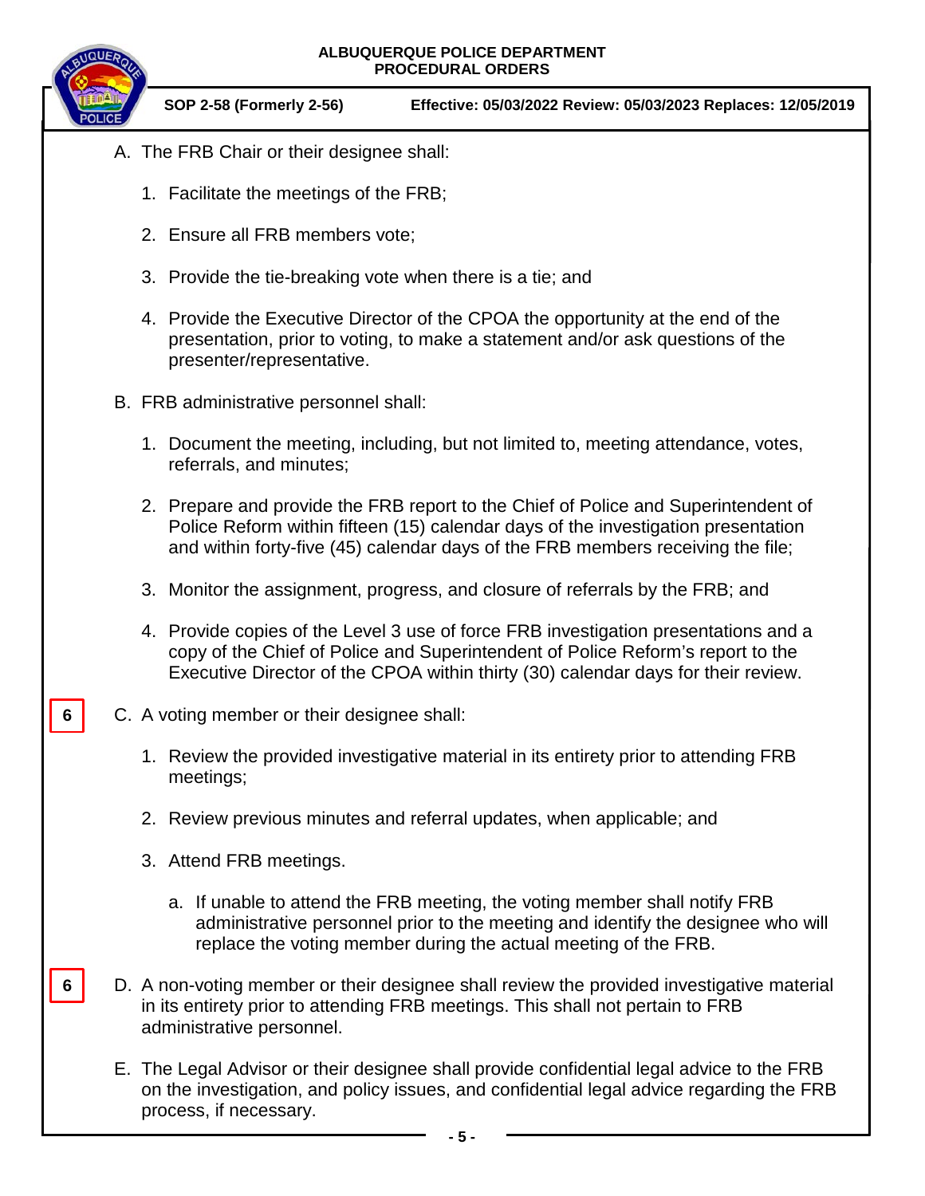A. The FRB Chair or their designee shall:

1. Facilitate the meetings of the FRB;

2. Ensure all FRB members vote;

3. Provide the tie-breaking vote when there is a tie; and

4. Provide the Executive Director of the CPOA the opportunity at the end of the presentation, prior to voting, to make a statement and/or ask questions of the presenter/representative.

B. FRB administrative personnel shall:

1. Document the meeting, including, but not limited to, meeting attendance, votes, referrals, and minutes;

2. Prepare and provide the FRB report to the Chief of Police and Superintendent of Police Reform within fifteen (15) calendar days of the investigation presentation and within forty-five (45) calendar days of the FRB members receiving the file;

3. Monitor the assignment, progress, and closure of referrals by the FRB; and

4. Provide copies of the Level 3 use of force FRB investigation presentations and a copy of the Chief of Police and Superintendent of Police Reform's report to the Executive Director of the CPOA within thirty (30) calendar days for their review.

6 C. A voting member or their designee shall:

1. Review the provided investigative material in its entirety prior to attending FRB meetings;

2. Review previous minutes and referral updates, when applicable; and

3. Attend FRB meetings.

   a. If unable to attend the FRB meeting, the voting member shall notify FRB administrative personnel prior to the meeting and identify the designee who will replace the voting member during the actual meeting of the FRB.

6 D. A non-voting member or their designee shall review the provided investigative material in its entirety prior to attending FRB meetings. This shall not pertain to FRB administrative personnel.

E. The Legal Advisor or their designee shall provide confidential legal advice to the FRB on the investigation, and policy issues, and confidential legal advice regarding the FRB process, if necessary.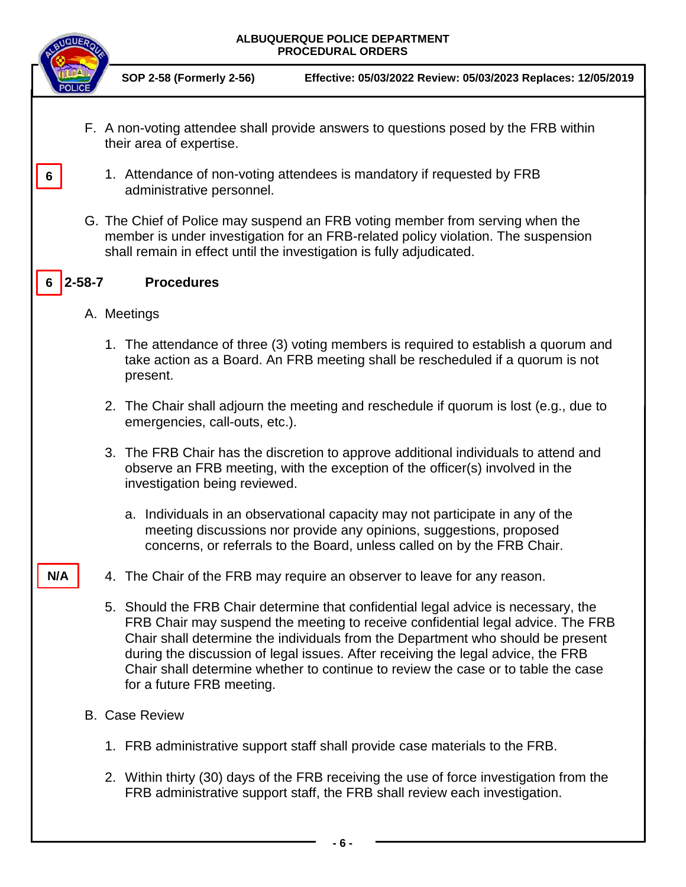F. A non-voting attendee shall provide answers to questions posed by the FRB within their area of expertise.

6

1. Attendance of non-voting attendees is mandatory if requested by FRB administrative personnel.

G. The Chief of Police may suspend an FRB voting member from serving when the member is under investigation for an FRB-related policy violation. The suspension shall remain in effect until the investigation is fully adjudicated.

## 6 2-58-7 Procedures

A. Meetings

1. The attendance of three (3) voting members is required to establish a quorum and take action as a Board. An FRB meeting shall be rescheduled if a quorum is not present.

2. The Chair shall adjourn the meeting and reschedule if quorum is lost (e.g., due to emergencies, call-outs, etc.).

3. The FRB Chair has the discretion to approve additional individuals to attend and observe an FRB meeting, with the exception of the officer(s) involved in the investigation being reviewed.

    a. Individuals in an observational capacity may not participate in any of the meeting discussions nor provide any opinions, suggestions, proposed concerns, or referrals to the Board, unless called on by the FRB Chair.

N/A

4. The Chair of the FRB may require an observer to leave for any reason.

5. Should the FRB Chair determine that confidential legal advice is necessary, the FRB Chair may suspend the meeting to receive confidential legal advice. The FRB Chair shall determine the individuals from the Department who should be present during the discussion of legal issues. After receiving the legal advice, the FRB Chair shall determine whether to continue to review the case or to table the case for a future FRB meeting.

B. Case Review

1. FRB administrative support staff shall provide case materials to the FRB.

2. Within thirty (30) days of the FRB receiving the use of force investigation from the FRB administrative support staff, the FRB shall review each investigation.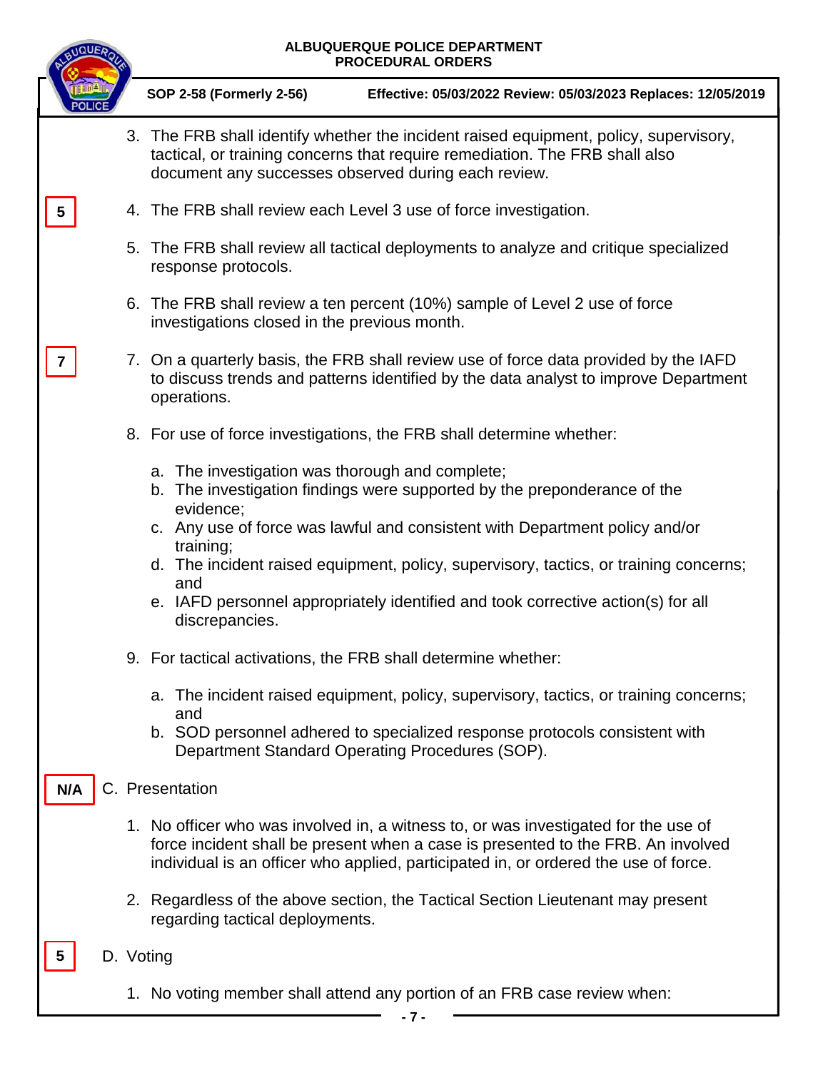3. The FRB shall identify whether the incident raised equipment, policy, supervisory, tactical, or training concerns that require remediation. The FRB shall also document any successes observed during each review.

5

4. The FRB shall review each Level 3 use of force investigation.

5. The FRB shall review all tactical deployments to analyze and critique specialized response protocols.

6. The FRB shall review a ten percent (10%) sample of Level 2 use of force investigations closed in the previous month.

7

7. On a quarterly basis, the FRB shall review use of force data provided by the IAFD to discuss trends and patterns identified by the data analyst to improve Department operations.

8. For use of force investigations, the FRB shall determine whether:

   a. The investigation was thorough and complete;
   b. The investigation findings were supported by the preponderance of the evidence;
   c. Any use of force was lawful and consistent with Department policy and/or training;
   d. The incident raised equipment, policy, supervisory, tactics, or training concerns; and
   e. IAFD personnel appropriately identified and took corrective action(s) for all discrepancies.

9. For tactical activations, the FRB shall determine whether:

   a. The incident raised equipment, policy, supervisory, tactics, or training concerns; and
   b. SOD personnel adhered to specialized response protocols consistent with Department Standard Operating Procedures (SOP).

N/A

C. Presentation

1. No officer who was involved in, a witness to, or was investigated for the use of force incident shall be present when a case is presented to the FRB. An involved individual is an officer who applied, participated in, or ordered the use of force.

2. Regardless of the above section, the Tactical Section Lieutenant may present regarding tactical deployments.

5

D. Voting

1. No voting member shall attend any portion of an FRB case review when: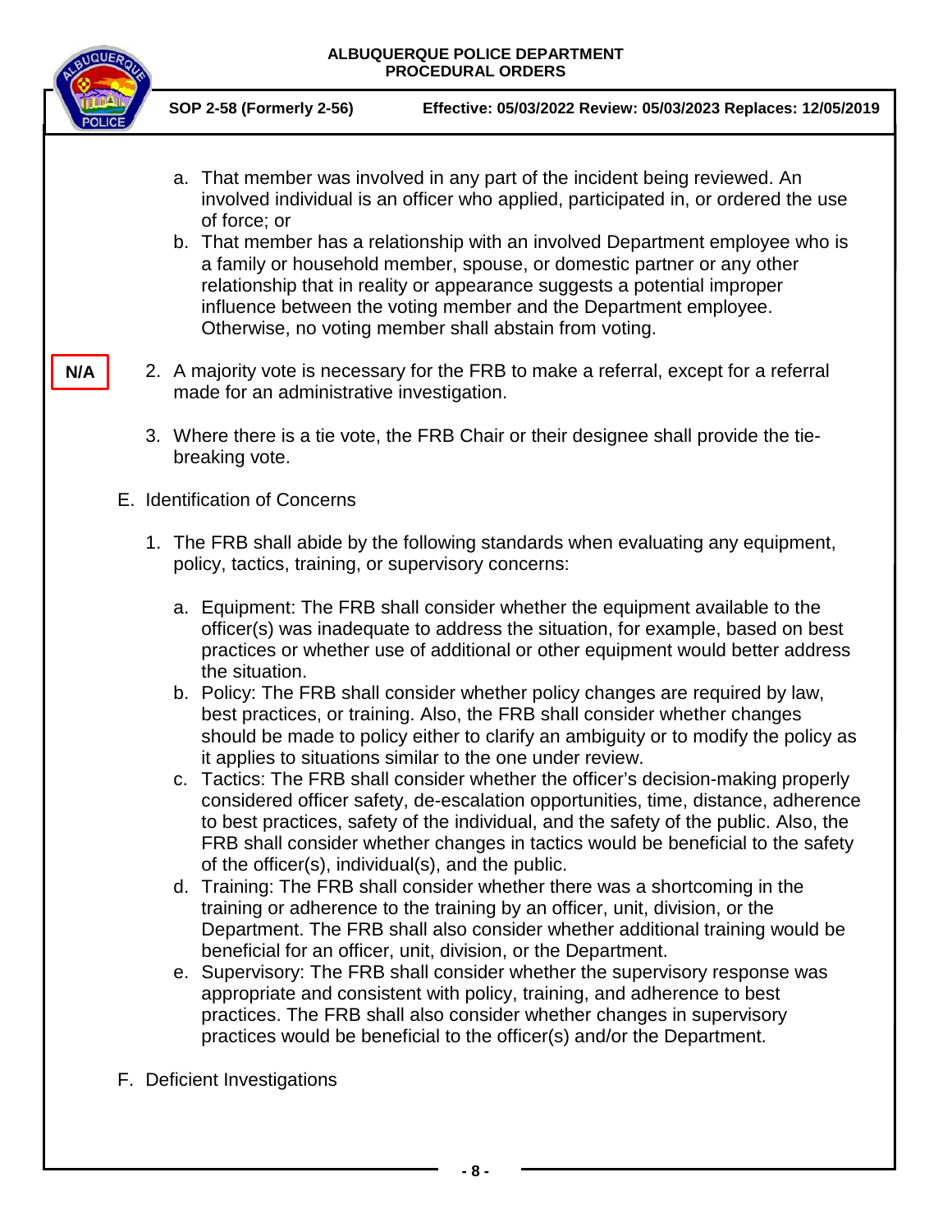a. That member was involved in any part of the incident being reviewed. An involved individual is an officer who applied, participated in, or ordered the use of force; or
b. That member has a relationship with an involved Department employee who is a family or household member, spouse, or domestic partner or any other relationship that in reality or appearance suggests a potential improper influence between the voting member and the Department employee. Otherwise, no voting member shall abstain from voting.

N/A

2. A majority vote is necessary for the FRB to make a referral, except for a referral made for an administrative investigation.

3. Where there is a tie vote, the FRB Chair or their designee shall provide the tie-breaking vote.

E. Identification of Concerns

1. The FRB shall abide by the following standards when evaluating any equipment, policy, tactics, training, or supervisory concerns:

   a. Equipment: The FRB shall consider whether the equipment available to the officer(s) was inadequate to address the situation, for example, based on best practices or whether use of additional or other equipment would better address the situation.
   b. Policy: The FRB shall consider whether policy changes are required by law, best practices, or training. Also, the FRB shall consider whether changes should be made to policy either to clarify an ambiguity or to modify the policy as it applies to situations similar to the one under review.
   c. Tactics: The FRB shall consider whether the officer's decision-making properly considered officer safety, de-escalation opportunities, time, distance, adherence to best practices, safety of the individual, and the safety of the public. Also, the FRB shall consider whether changes in tactics would be beneficial to the safety of the officer(s), individual(s), and the public.
   d. Training: The FRB shall consider whether there was a shortcoming in the training or adherence to the training by an officer, unit, division, or the Department. The FRB shall also consider whether additional training would be beneficial for an officer, unit, division, or the Department.
   e. Supervisory: The FRB shall consider whether the supervisory response was appropriate and consistent with policy, training, and adherence to best practices. The FRB shall also consider whether changes in supervisory practices would be beneficial to the officer(s) and/or the Department.

F. Deficient Investigations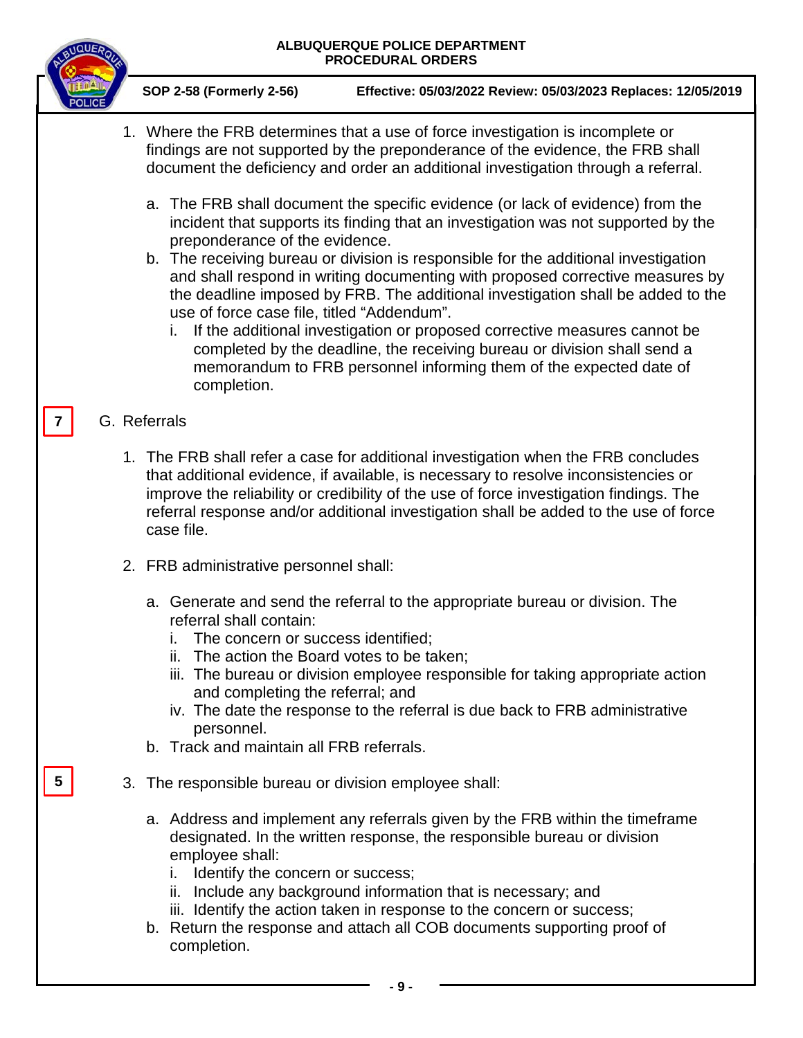1. Where the FRB determines that a use of force investigation is incomplete or findings are not supported by the preponderance of the evidence, the FRB shall document the deficiency and order an additional investigation through a referral.

   a. The FRB shall document the specific evidence (or lack of evidence) from the incident that supports its finding that an investigation was not supported by the preponderance of the evidence.
   b. The receiving bureau or division is responsible for the additional investigation and shall respond in writing documenting with proposed corrective measures by the deadline imposed by FRB. The additional investigation shall be added to the use of force case file, titled "Addendum".
      i. If the additional investigation or proposed corrective measures cannot be completed by the deadline, the receiving bureau or division shall send a memorandum to FRB personnel informing them of the expected date of completion.

7

G. Referrals

1. The FRB shall refer a case for additional investigation when the FRB concludes that additional evidence, if available, is necessary to resolve inconsistencies or improve the reliability or credibility of the use of force investigation findings. The referral response and/or additional investigation shall be added to the use of force case file.

2. FRB administrative personnel shall:

   a. Generate and send the referral to the appropriate bureau or division. The referral shall contain:
      i. The concern or success identified;
      ii. The action the Board votes to be taken;
      iii. The bureau or division employee responsible for taking appropriate action and completing the referral; and
      iv. The date the response to the referral is due back to FRB administrative personnel.
   b. Track and maintain all FRB referrals.

5

3. The responsible bureau or division employee shall:

   a. Address and implement any referrals given by the FRB within the timeframe designated. In the written response, the responsible bureau or division employee shall:
      i. Identify the concern or success;
      ii. Include any background information that is necessary; and
      iii. Identify the action taken in response to the concern or success;
   b. Return the response and attach all COB documents supporting proof of completion.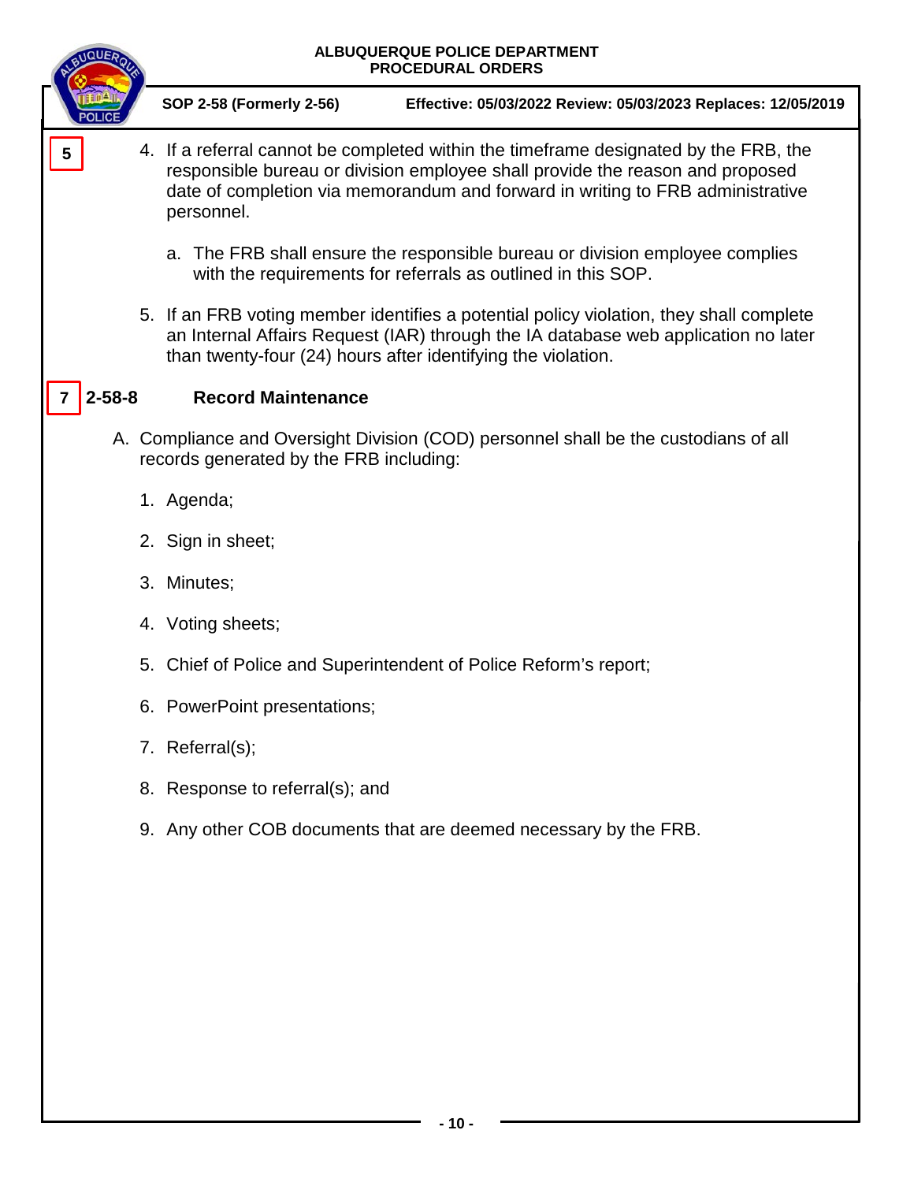5

4. If a referral cannot be completed within the timeframe designated by the FRB, the responsible bureau or division employee shall provide the reason and proposed date of completion via memorandum and forward in writing to FRB administrative personnel.

   a. The FRB shall ensure the responsible bureau or division employee complies with the requirements for referrals as outlined in this SOP.

5. If an FRB voting member identifies a potential policy violation, they shall complete an Internal Affairs Request (IAR) through the IA database web application no later than twenty-four (24) hours after identifying the violation.

7

## 2-58-8 Record Maintenance

A. Compliance and Oversight Division (COD) personnel shall be the custodians of all records generated by the FRB including:

1. Agenda;
2. Sign in sheet;
3. Minutes;
4. Voting sheets;
5. Chief of Police and Superintendent of Police Reform's report;
6. PowerPoint presentations;
7. Referral(s);
8. Response to referral(s); and
9. Any other COB documents that are deemed necessary by the FRB.